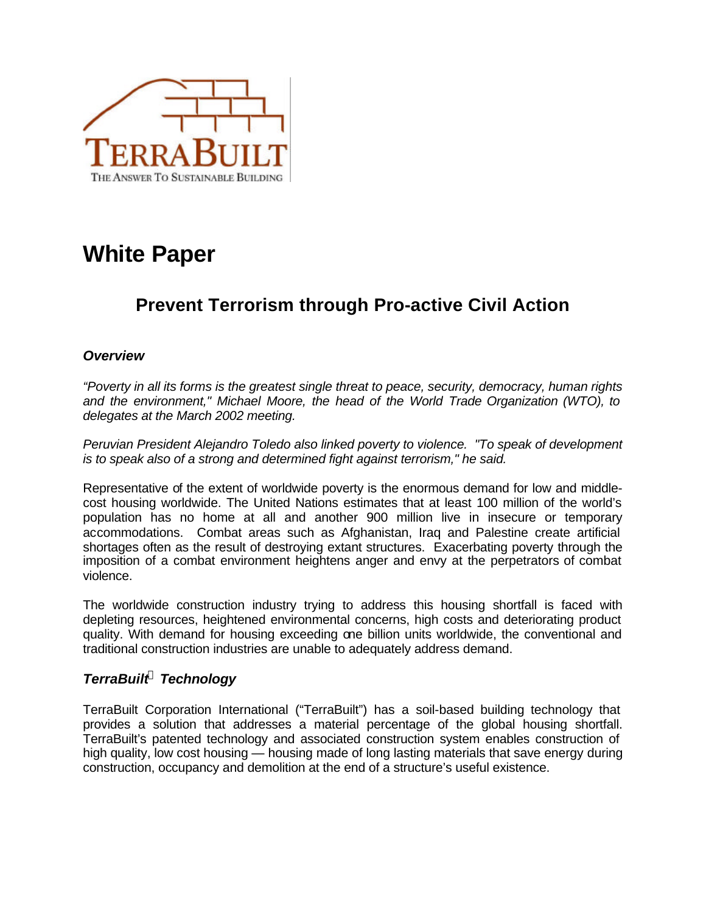TERRABUILT

THE ANSWER TO SUSTAINABLE BUILDING

# White Paper

## Prevent Terrorism through Pro-active Civil Action

### *Overview*

*"Poverty in all its forms is the greatest single threat to peace, security, democracy, human rights and the environment," Michael Moore, the head of the World Trade Organization (WTO), to delegates at the March 2002 meeting.*

*Peruvian President Alejandro Toledo also linked poverty to violence. "To speak of development is to speak also of a strong and determined fight against terrorism," he said.*

Representative of the extent of worldwide poverty is the enormous demand for low and middle-cost housing worldwide. The United Nations estimates that at least 100 million of the world's population has no home at all and another 900 million live in insecure or temporary accommodations. Combat areas such as Afghanistan, Iraq and Palestine create artificial shortages often as the result of destroying extant structures. Exacerbating poverty through the imposition of a combat environment heightens anger and envy at the perpetrators of combat violence.

The worldwide construction industry trying to address this housing shortfall is faced with depleting resources, heightened environmental concerns, high costs and deteriorating product quality. With demand for housing exceeding one billion units worldwide, the conventional and traditional construction industries are unable to adequately address demand.

### *TerraBuilt® Technology*

TerraBuilt Corporation International ("TerraBuilt") has a soil-based building technology that provides a solution that addresses a material percentage of the global housing shortfall. TerraBuilt's patented technology and associated construction system enables construction of high quality, low cost housing — housing made of long lasting materials that save energy during construction, occupancy and demolition at the end of a structure's useful existence.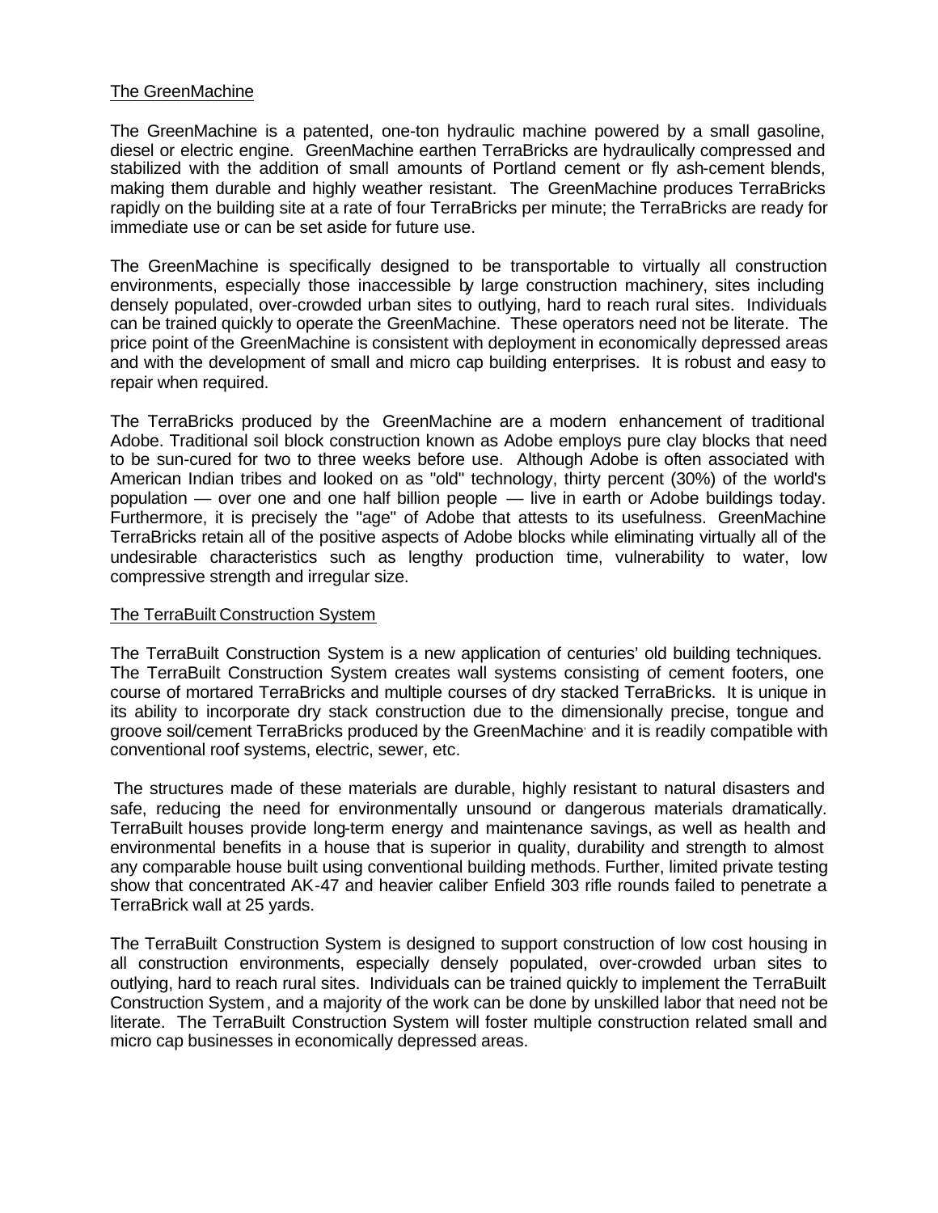## The GreenMachine

The GreenMachine is a patented, one-ton hydraulic machine powered by a small gasoline, diesel or electric engine. GreenMachine earthen TerraBricks are hydraulically compressed and stabilized with the addition of small amounts of Portland cement or fly ash-cement blends, making them durable and highly weather resistant. The GreenMachine produces TerraBricks rapidly on the building site at a rate of four TerraBricks per minute; the TerraBricks are ready for immediate use or can be set aside for future use.

The GreenMachine is specifically designed to be transportable to virtually all construction environments, especially those inaccessible by large construction machinery, sites including densely populated, over-crowded urban sites to outlying, hard to reach rural sites. Individuals can be trained quickly to operate the GreenMachine. These operators need not be literate. The price point of the GreenMachine is consistent with deployment in economically depressed areas and with the development of small and micro cap building enterprises. It is robust and easy to repair when required.

The TerraBricks produced by the GreenMachine are a modern enhancement of traditional Adobe. Traditional soil block construction known as Adobe employs pure clay blocks that need to be sun-cured for two to three weeks before use. Although Adobe is often associated with American Indian tribes and looked on as "old" technology, thirty percent (30%) of the world's population — over one and one half billion people — live in earth or Adobe buildings today. Furthermore, it is precisely the "age" of Adobe that attests to its usefulness. GreenMachine TerraBricks retain all of the positive aspects of Adobe blocks while eliminating virtually all of the undesirable characteristics such as lengthy production time, vulnerability to water, low compressive strength and irregular size.

## The TerraBuilt Construction System

The TerraBuilt Construction System is a new application of centuries' old building techniques. The TerraBuilt Construction System creates wall systems consisting of cement footers, one course of mortared TerraBricks and multiple courses of dry stacked TerraBricks. It is unique in its ability to incorporate dry stack construction due to the dimensionally precise, tongue and groove soil/cement TerraBricks produced by the GreenMachine and it is readily compatible with conventional roof systems, electric, sewer, etc.

The structures made of these materials are durable, highly resistant to natural disasters and safe, reducing the need for environmentally unsound or dangerous materials dramatically. TerraBuilt houses provide long-term energy and maintenance savings, as well as health and environmental benefits in a house that is superior in quality, durability and strength to almost any comparable house built using conventional building methods. Further, limited private testing show that concentrated AK-47 and heavier caliber Enfield 303 rifle rounds failed to penetrate a TerraBrick wall at 25 yards.

The TerraBuilt Construction System is designed to support construction of low cost housing in all construction environments, especially densely populated, over-crowded urban sites to outlying, hard to reach rural sites. Individuals can be trained quickly to implement the TerraBuilt Construction System, and a majority of the work can be done by unskilled labor that need not be literate. The TerraBuilt Construction System will foster multiple construction related small and micro cap businesses in economically depressed areas.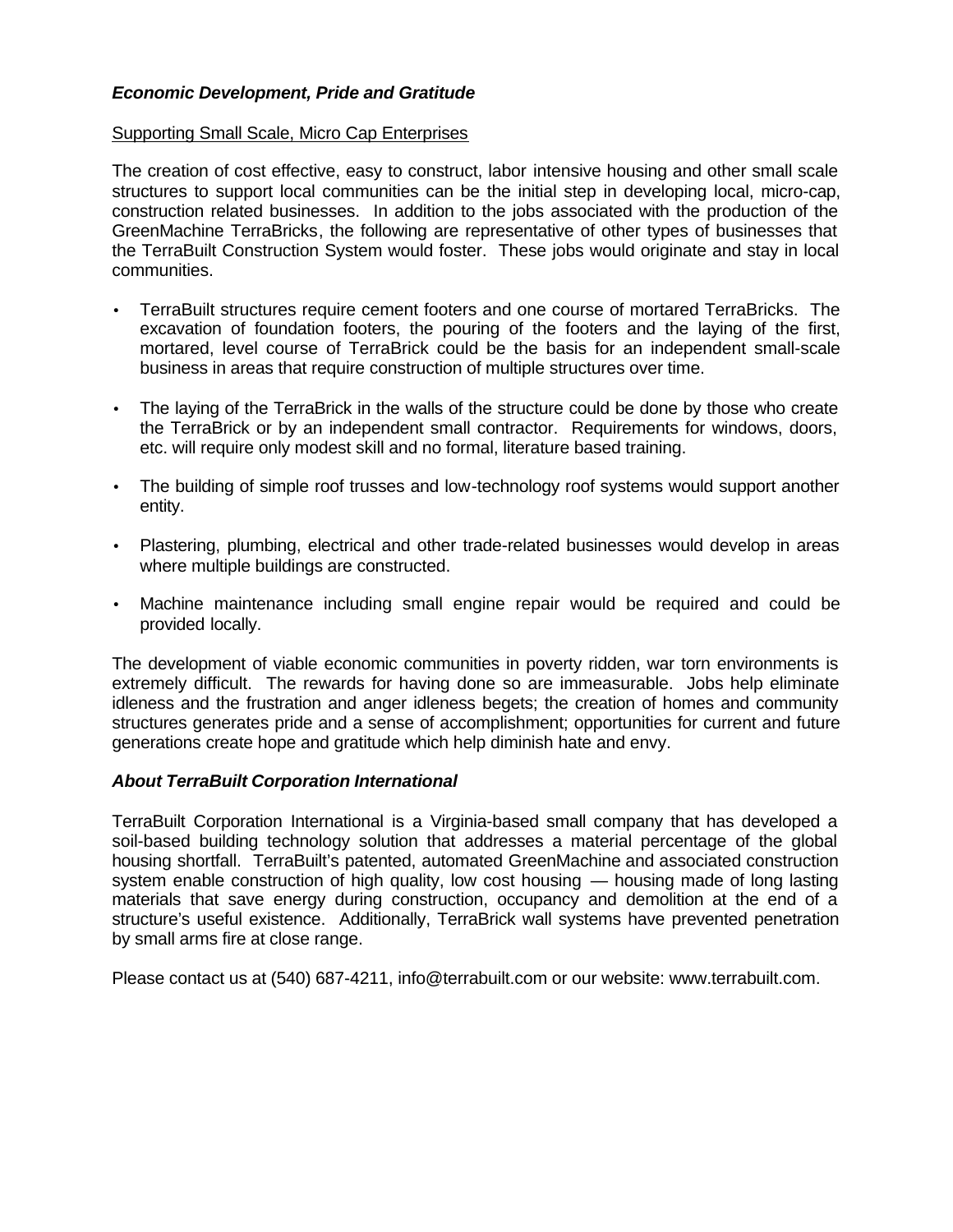### ***Economic Development, Pride and Gratitude***

Supporting Small Scale, Micro Cap Enterprises

The creation of cost effective, easy to construct, labor intensive housing and other small scale structures to support local communities can be the initial step in developing local, micro-cap, construction related businesses. In addition to the jobs associated with the production of the GreenMachine TerraBricks, the following are representative of other types of businesses that the TerraBuilt Construction System would foster. These jobs would originate and stay in local communities.

- TerraBuilt structures require cement footers and one course of mortared TerraBricks. The excavation of foundation footers, the pouring of the footers and the laying of the first, mortared, level course of TerraBrick could be the basis for an independent small-scale business in areas that require construction of multiple structures over time.
- The laying of the TerraBrick in the walls of the structure could be done by those who create the TerraBrick or by an independent small contractor. Requirements for windows, doors, etc. will require only modest skill and no formal, literature based training.
- The building of simple roof trusses and low-technology roof systems would support another entity.
- Plastering, plumbing, electrical and other trade-related businesses would develop in areas where multiple buildings are constructed.
- Machine maintenance including small engine repair would be required and could be provided locally.

The development of viable economic communities in poverty ridden, war torn environments is extremely difficult. The rewards for having done so are immeasurable. Jobs help eliminate idleness and the frustration and anger idleness begets; the creation of homes and community structures generates pride and a sense of accomplishment; opportunities for current and future generations create hope and gratitude which help diminish hate and envy.

### ***About TerraBuilt Corporation International***

TerraBuilt Corporation International is a Virginia-based small company that has developed a soil-based building technology solution that addresses a material percentage of the global housing shortfall. TerraBuilt's patented, automated GreenMachine and associated construction system enable construction of high quality, low cost housing — housing made of long lasting materials that save energy during construction, occupancy and demolition at the end of a structure's useful existence. Additionally, TerraBrick wall systems have prevented penetration by small arms fire at close range.

Please contact us at (540) 687-4211, info@terrabuilt.com or our website: www.terrabuilt.com.